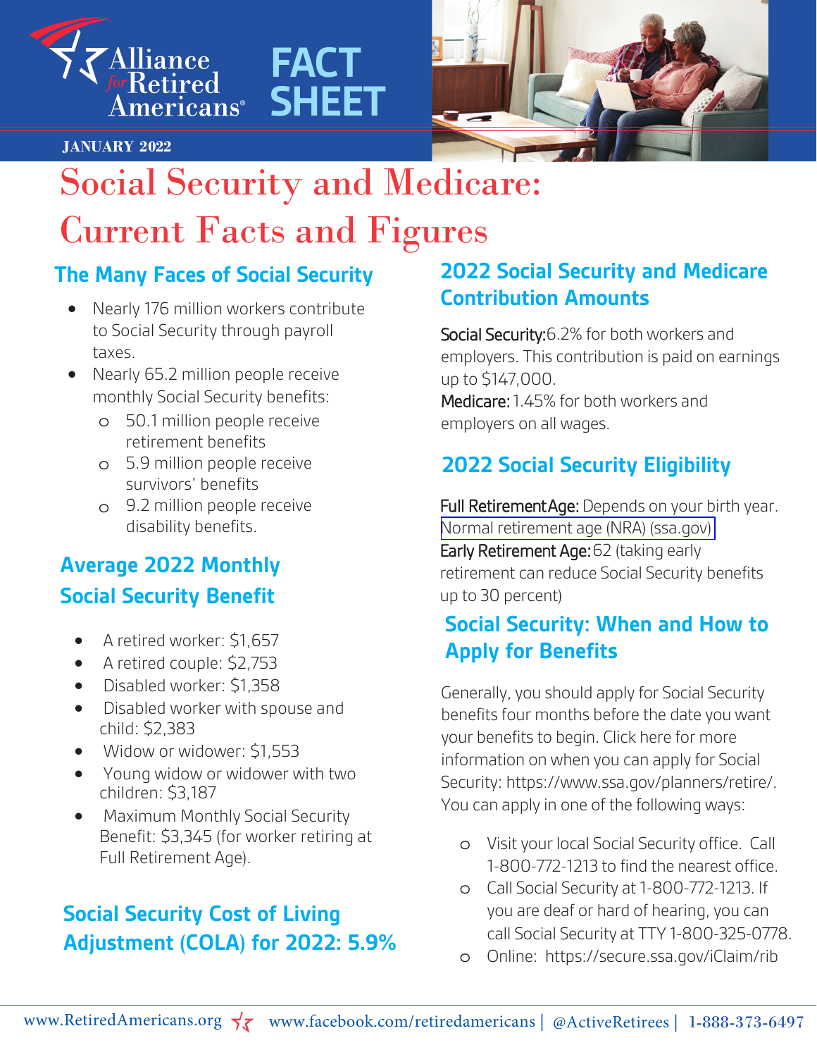Alliance for Retired Americans

# FACT SHEET

**JANUARY 2022**

# Social Security and Medicare: Current Facts and Figures

## The Many Faces of Social Security

- Nearly 176 million workers contribute to Social Security through payroll taxes.
- Nearly 65.2 million people receive monthly Social Security benefits:
  - 50.1 million people receive retirement benefits
  - 5.9 million people receive survivors' benefits
  - 9.2 million people receive disability benefits.

## Average 2022 Monthly Social Security Benefit

- A retired worker: $1,657
- A retired couple: $2,753
- Disabled worker: $1,358
- Disabled worker with spouse and child: $2,383
- Widow or widower: $1,553
- Young widow or widower with two children: $3,187
- Maximum Monthly Social Security Benefit: $3,345 (for worker retiring at Full Retirement Age).

## Social Security Cost of Living Adjustment (COLA) for 2022: 5.9%

## 2022 Social Security and Medicare Contribution Amounts

Social Security: 6.2% for both workers and employers. This contribution is paid on earnings up to $147,000.

Medicare: 1.45% for both workers and employers on all wages.

## 2022 Social Security Eligibility

Full Retirement Age: Depends on your birth year. Normal retirement age (NRA) (ssa.gov)

Early Retirement Age: 62 (taking early retirement can reduce Social Security benefits up to 30 percent)

## Social Security: When and How to Apply for Benefits

Generally, you should apply for Social Security benefits four months before the date you want your benefits to begin. Click here for more information on when you can apply for Social Security: https://www.ssa.gov/planners/retire/. You can apply in one of the following ways:

- Visit your local Social Security office. Call 1-800-772-1213 to find the nearest office.
- Call Social Security at 1-800-772-1213. If you are deaf or hard of hearing, you can call Social Security at TTY 1-800-325-0778.
- Online: https://secure.ssa.gov/iClaim/rib

www.RetiredAmericans.org | www.facebook.com/retiredamericans | @ActiveRetirees | 1-888-373-6497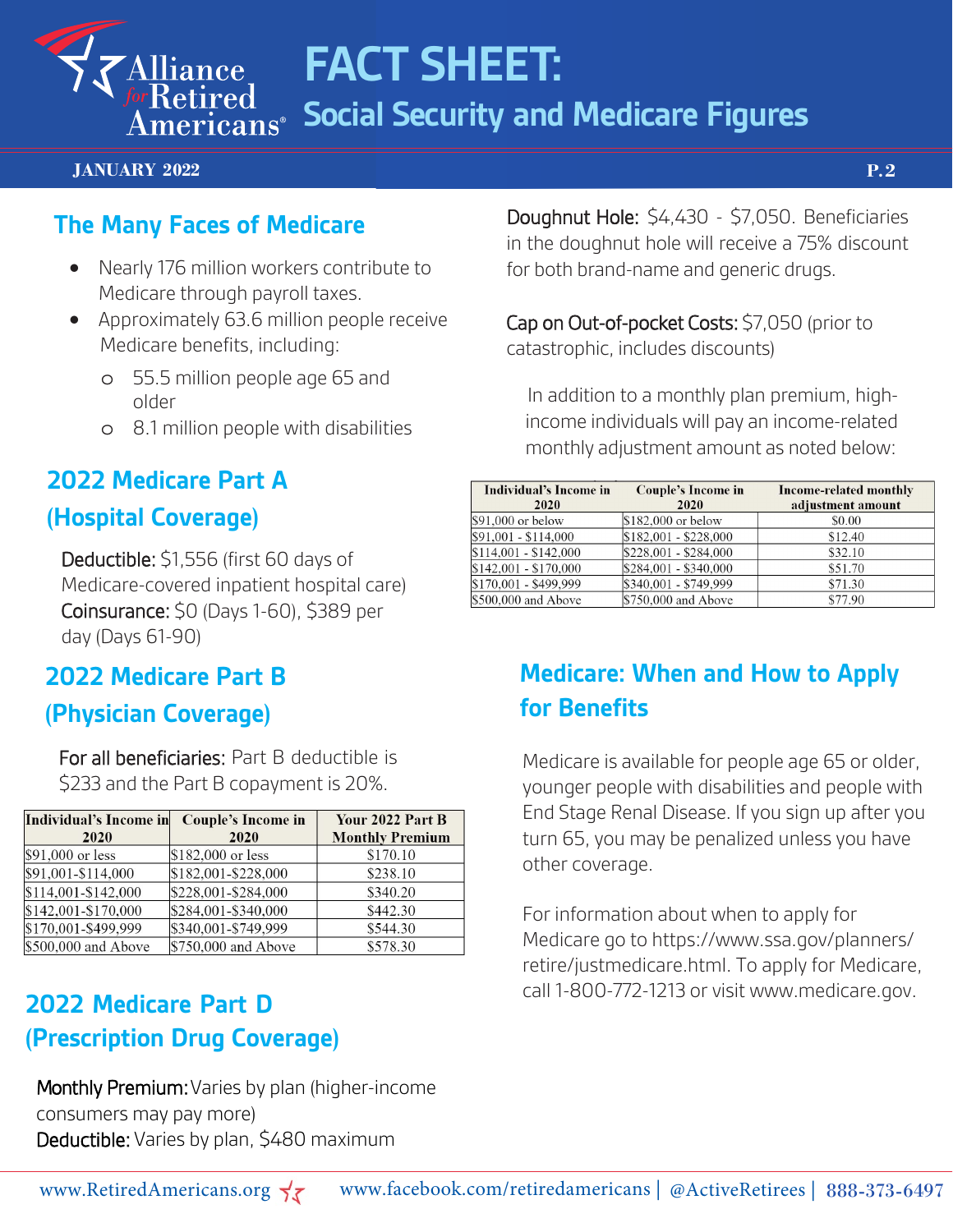# FACT SHEET: Social Security and Medicare Figures

JANUARY 2022

## The Many Faces of Medicare

- Nearly 176 million workers contribute to Medicare through payroll taxes.
- Approximately 63.6 million people receive Medicare benefits, including:
  - 55.5 million people age 65 and older
  - 8.1 million people with disabilities

## 2022 Medicare Part A (Hospital Coverage)

Deductible: $1,556 (first 60 days of Medicare-covered inpatient hospital care)
Coinsurance: $0 (Days 1-60), $389 per day (Days 61-90)

## 2022 Medicare Part B (Physician Coverage)

For all beneficiaries: Part B deductible is $233 and the Part B copayment is 20%.

| Individual's Income in 2020 | Couple's Income in 2020 | Your 2022 Part B Monthly Premium |
|---|---|---|
| $91,000 or less | $182,000 or less | $170.10 |
| $91,001-$114,000 | $182,001-$228,000 | $238.10 |
| $114,001-$142,000 | $228,001-$284,000 | $340.20 |
| $142,001-$170,000 | $284,001-$340,000 | $442.30 |
| $170,001-$499,999 | $340,001-$749,999 | $544.30 |
| $500,000 and Above | $750,000 and Above | $578.30 |

## 2022 Medicare Part D (Prescription Drug Coverage)

Monthly Premium: Varies by plan (higher-income consumers may pay more)
Deductible: Varies by plan, $480 maximum

Doughnut Hole: $4,430 - $7,050. Beneficiaries in the doughnut hole will receive a 75% discount for both brand-name and generic drugs.

Cap on Out-of-pocket Costs: $7,050 (prior to catastrophic, includes discounts)

In addition to a monthly plan premium, high-income individuals will pay an income-related monthly adjustment amount as noted below:

| Individual's Income in 2020 | Couple's Income in 2020 | Income-related monthly adjustment amount |
|---|---|---|
| $91,000 or below | $182,000 or below | $0.00 |
| $91,001 - $114,000 | $182,001 - $228,000 | $12.40 |
| $114,001 - $142,000 | $228,001 - $284,000 | $32.10 |
| $142,001 - $170,000 | $284,001 - $340,000 | $51.70 |
| $170,001 - $499,999 | $340,001 - $749,999 | $71.30 |
| $500,000 and Above | $750,000 and Above | $77.90 |

## Medicare: When and How to Apply for Benefits

Medicare is available for people age 65 or older, younger people with disabilities and people with End Stage Renal Disease. If you sign up after you turn 65, you may be penalized unless you have other coverage.

For information about when to apply for Medicare go to https://www.ssa.gov/planners/retire/justmedicare.html. To apply for Medicare, call 1-800-772-1213 or visit www.medicare.gov.

www.RetiredAmericans.org | www.facebook.com/retiredamericans | @ActiveRetirees | 888-373-6497